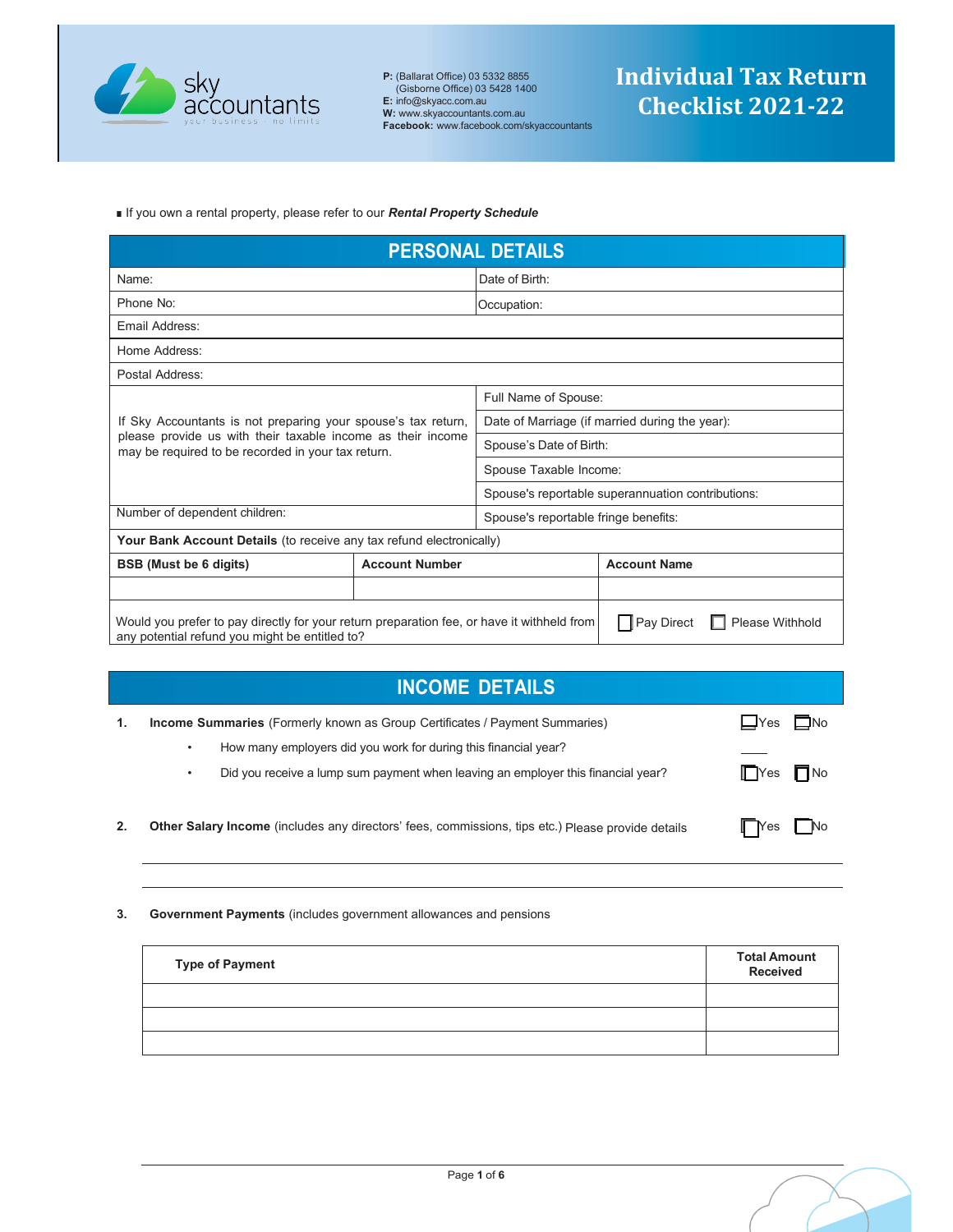sky accountants
your business · no limits

**P:** (Ballarat Office) 03 5332 8855
(Gisborne Office) 03 5428 1400
**E:** info@skyacc.com.au
**W:** www.skyaccountants.com.au
**Facebook:** www.facebook.com/skyaccountants

# Individual Tax Return Checklist 2021-22

- If you own a rental property, please refer to our ***Rental Property Schedule***

## PERSONAL DETAILS

| | |
|---|---|
| Name: | Date of Birth: |
| Phone No: | Occupation: |
| Email Address: | |
| Home Address: | |
| Postal Address: | |
| If Sky Accountants is not preparing your spouse's tax return, please provide us with their taxable income as their income may be required to be recorded in your tax return. | Full Name of Spouse: |
| | Date of Marriage (if married during the year): |
| | Spouse's Date of Birth: |
| | Spouse Taxable Income: |
| | Spouse's reportable superannuation contributions: |
| Number of dependent children: | Spouse's reportable fringe benefits: |

**Your Bank Account Details** (to receive any tax refund electronically)

| BSB (Must be 6 digits) | Account Number | Account Name |
|---|---|---|
| | | |

| | |
|---|---|
| Would you prefer to pay directly for your return preparation fee, or have it withheld from any potential refund you might be entitled to? | ☐ Pay Direct ☐ Please Withhold |

## INCOME DETAILS

**1. Income Summaries** (Formerly known as Group Certificates / Payment Summaries) ☐Yes ☐No

- How many employers did you work for during this financial year? ____
- Did you receive a lump sum payment when leaving an employer this financial year? ☐Yes ☐No

**2. Other Salary Income** (includes any directors' fees, commissions, tips etc.) Please provide details ☐Yes ☐No

______________________________________________

______________________________________________

**3. Government Payments** (includes government allowances and pensions

| Type of Payment | Total Amount Received |
|---|---|
| | |
| | |
| | |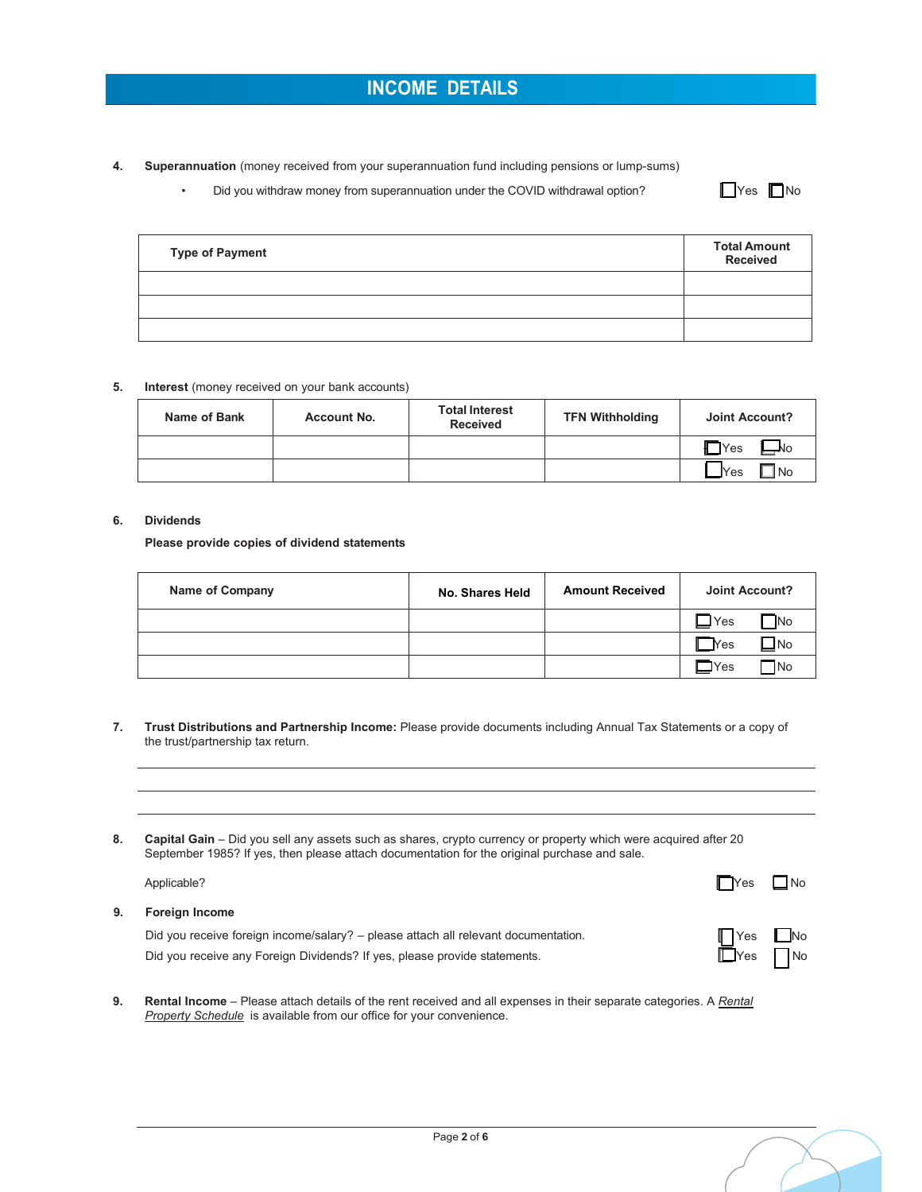# INCOME DETAILS

**4.** **Superannuation** (money received from your superannuation fund including pensions or lump-sums)

- Did you withdraw money from superannuation under the COVID withdrawal option? ☐ Yes ☐ No

| Type of Payment | Total Amount Received |
|---|---|
| | |
| | |
| | |

**5.** **Interest** (money received on your bank accounts)

| Name of Bank | Account No. | Total Interest Received | TFN Withholding | Joint Account? |
|---|---|---|---|---|
| | | | | ☐ Yes ☐ No |
| | | | | ☐ Yes ☐ No |

**6.** **Dividends**

**Please provide copies of dividend statements**

| Name of Company | No. Shares Held | Amount Received | Joint Account? |
|---|---|---|---|
| | | | ☐ Yes ☐ No |
| | | | ☐ Yes ☐ No |
| | | | ☐ Yes ☐ No |

**7.** **Trust Distributions and Partnership Income:** Please provide documents including Annual Tax Statements or a copy of the trust/partnership tax return.

______________________________________________

______________________________________________

**8.** **Capital Gain** – Did you sell any assets such as shares, crypto currency or property which were acquired after 20 September 1985? If yes, then please attach documentation for the original purchase and sale.

Applicable? ☐ Yes ☐ No

**9.** **Foreign Income**

Did you receive foreign income/salary? – please attach all relevant documentation. ☐ Yes ☐ No

Did you receive any Foreign Dividends? If yes, please provide statements. ☐ Yes ☐ No

**9.** **Rental Income** – Please attach details of the rent received and all expenses in their separate categories. A *Rental Property Schedule* is available from our office for your convenience.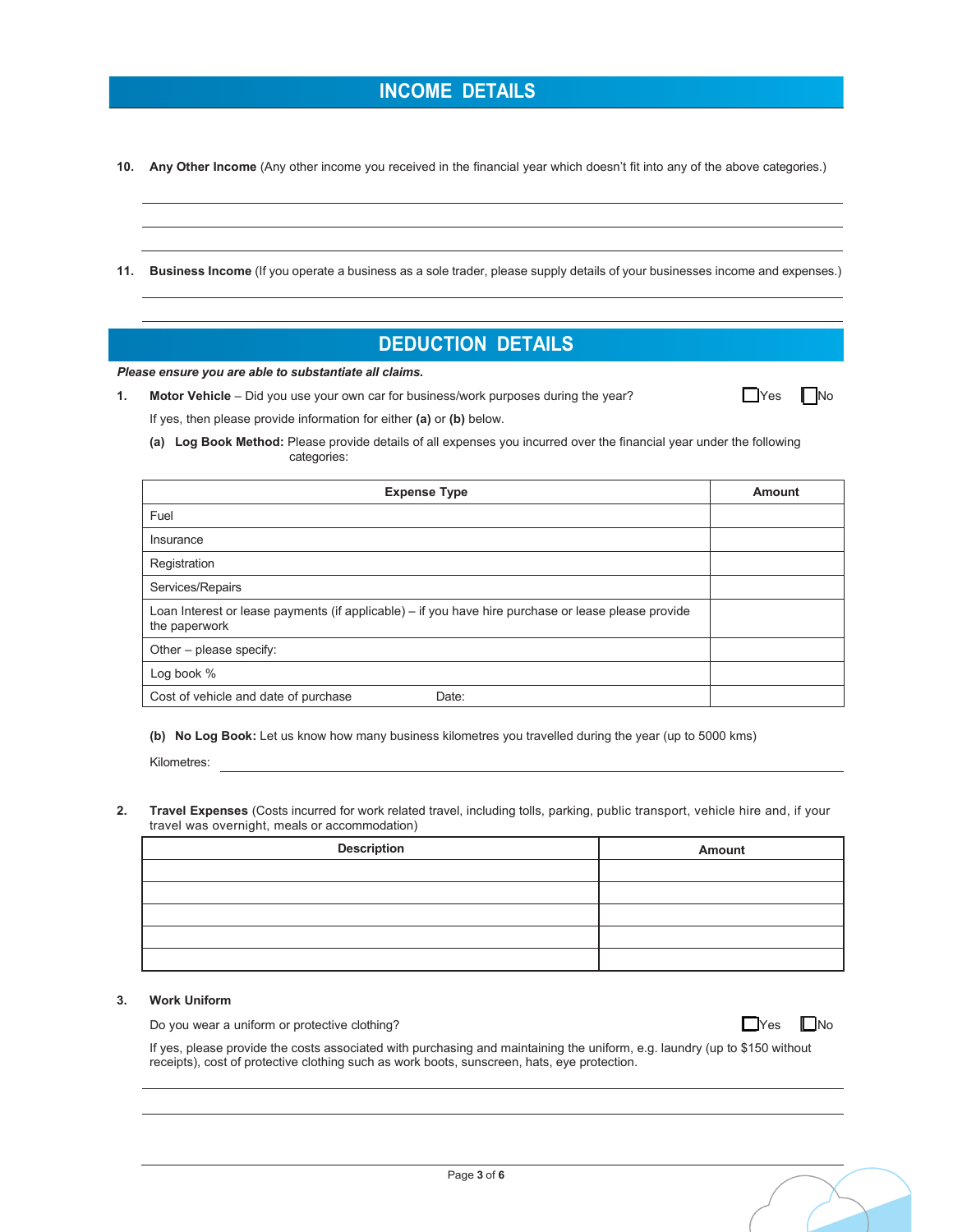## INCOME DETAILS

**10.** **Any Other Income** (Any other income you received in the financial year which doesn't fit into any of the above categories.)

---

---

---

**11.** **Business Income** (If you operate a business as a sole trader, please supply details of your businesses income and expenses.)

---

---

## DEDUCTION DETAILS

***Please ensure you are able to substantiate all claims.***

**1.** **Motor Vehicle** – Did you use your own car for business/work purposes during the year? ☐ Yes ☐ No

If yes, then please provide information for either **(a)** or **(b)** below.

**(a)** **Log Book Method:** Please provide details of all expenses you incurred over the financial year under the following categories:

| Expense Type | Amount |
|---|---|
| Fuel | |
| Insurance | |
| Registration | |
| Services/Repairs | |
| Loan Interest or lease payments (if applicable) – if you have hire purchase or lease please provide the paperwork | |
| Other – please specify: | |
| Log book % | |
| Cost of vehicle and date of purchase Date: | |

**(b)** **No Log Book:** Let us know how many business kilometres you travelled during the year (up to 5000 kms)

Kilometres: ____________________

**2.** **Travel Expenses** (Costs incurred for work related travel, including tolls, parking, public transport, vehicle hire and, if your travel was overnight, meals or accommodation)

| Description | Amount |
|---|---|
| | |
| | |
| | |
| | |
| | |

**3.** **Work Uniform**

Do you wear a uniform or protective clothing? ☐ Yes ☐ No

If yes, please provide the costs associated with purchasing and maintaining the uniform, e.g. laundry (up to $150 without receipts), cost of protective clothing such as work boots, sunscreen, hats, eye protection.

---

---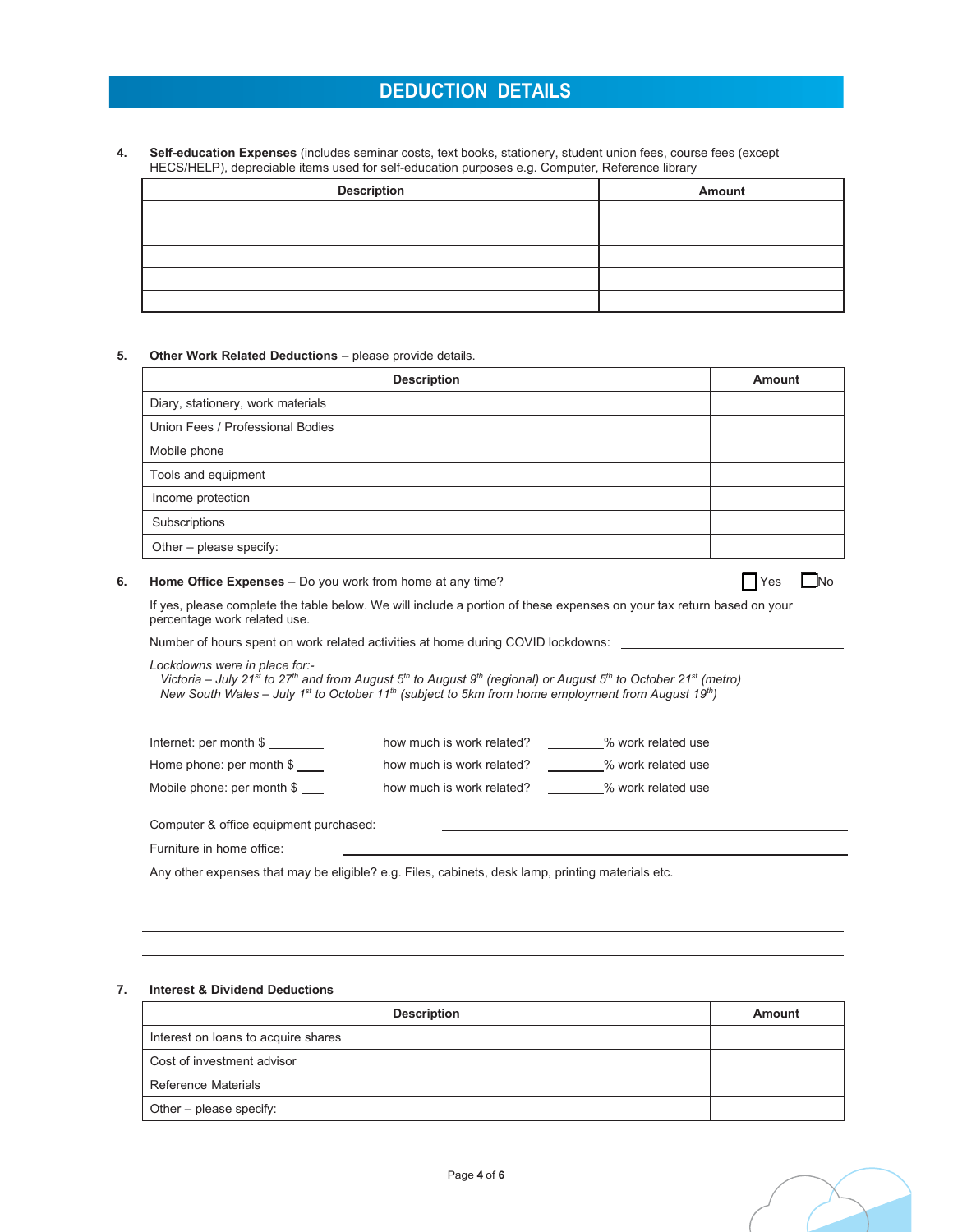# DEDUCTION DETAILS

4. **Self-education Expenses** (includes seminar costs, text books, stationery, student union fees, course fees (except HECS/HELP), depreciable items used for self-education purposes e.g. Computer, Reference library

| Description | Amount |
|---|---|
| | |
| | |
| | |
| | |
| | |

5. **Other Work Related Deductions** – please provide details.

| Description | Amount |
|---|---|
| Diary, stationery, work materials | |
| Union Fees / Professional Bodies | |
| Mobile phone | |
| Tools and equipment | |
| Income protection | |
| Subscriptions | |
| Other – please specify: | |

6. **Home Office Expenses** – Do you work from home at any time? ☐ Yes ☐ No

If yes, please complete the table below. We will include a portion of these expenses on your tax return based on your percentage work related use.

Number of hours spent on work related activities at home during COVID lockdowns: ____________________

*Lockdowns were in place for:-*
*Victoria – July 21st to 27th and from August 5th to August 9th (regional) or August 5th to October 21st (metro)*
*New South Wales – July 1st to October 11th (subject to 5km from home employment from August 19th)*

Internet: per month $ ________ how much is work related? ________% work related use

Home phone: per month $ ____ how much is work related? ________% work related use

Mobile phone: per month $ ____ how much is work related? ________% work related use

Computer & office equipment purchased: ____________________

Furniture in home office: ____________________

Any other expenses that may be eligible? e.g. Files, cabinets, desk lamp, printing materials etc.

____________________

____________________

____________________

7. **Interest & Dividend Deductions**

| Description | Amount |
|---|---|
| Interest on loans to acquire shares | |
| Cost of investment advisor | |
| Reference Materials | |
| Other – please specify: | |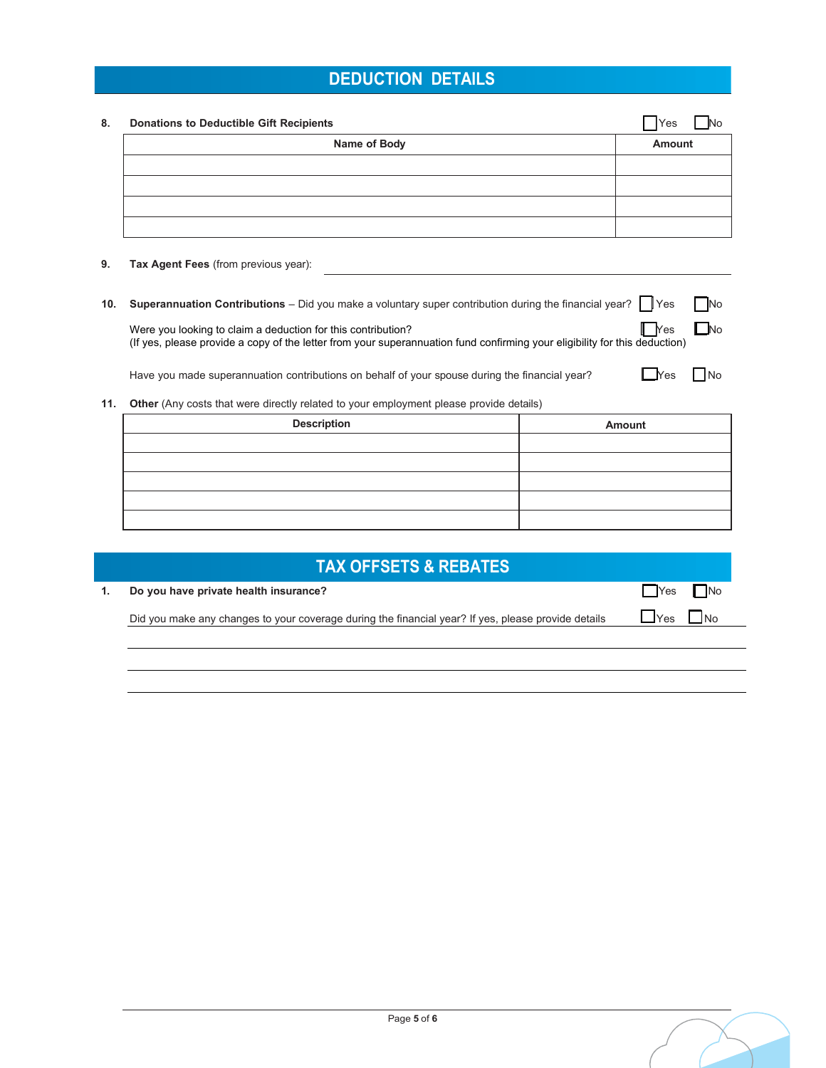## DEDUCTION DETAILS

**8. Donations to Deductible Gift Recipients** ☐ Yes ☐ No

| Name of Body | Amount |
|---|---|
| | |
| | |
| | |
| | |

**9. Tax Agent Fees** (from previous year): ____________________

**10. Superannuation Contributions** – Did you make a voluntary super contribution during the financial year? ☐ Yes ☐ No

Were you looking to claim a deduction for this contribution? ☐ Yes ☐ No
(If yes, please provide a copy of the letter from your superannuation fund confirming your eligibility for this deduction)

Have you made superannuation contributions on behalf of your spouse during the financial year? ☐ Yes ☐ No

**11. Other** (Any costs that were directly related to your employment please provide details)

| Description | Amount |
|---|---|
| | |
| | |
| | |
| | |
| | |

## TAX OFFSETS & REBATES

**1. Do you have private health insurance?** ☐ Yes ☐ No

Did you make any changes to your coverage during the financial year? If yes, please provide details ☐ Yes ☐ No

____________________

____________________

____________________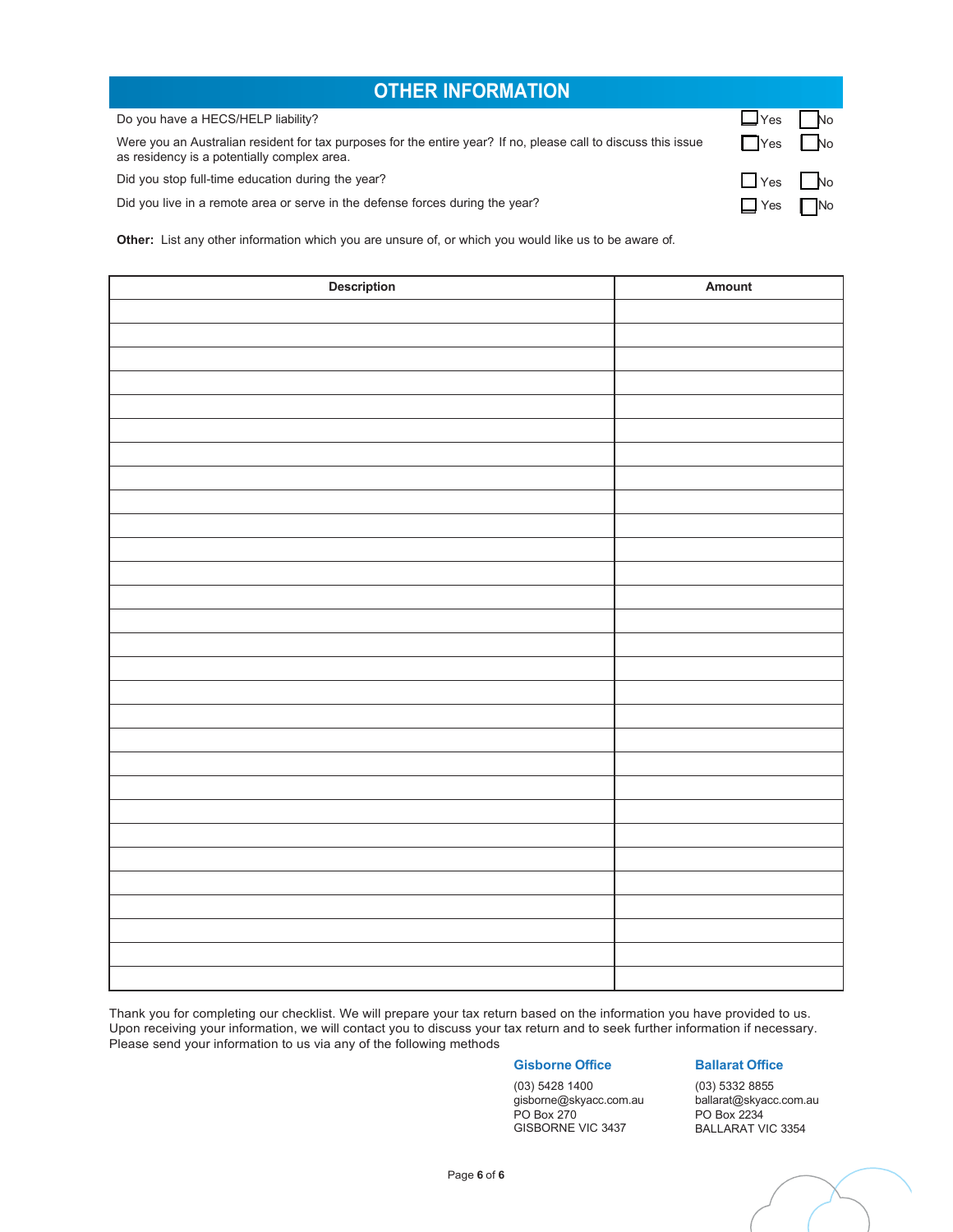## OTHER INFORMATION

| | | |
|---|---|---|
| Do you have a HECS/HELP liability? | ☐ Yes | ☐ No |
| Were you an Australian resident for tax purposes for the entire year? If no, please call to discuss this issue as residency is a potentially complex area. | ☐ Yes | ☐ No |
| Did you stop full-time education during the year? | ☐ Yes | ☐ No |
| Did you live in a remote area or serve in the defense forces during the year? | ☐ Yes | ☐ No |

**Other:** List any other information which you are unsure of, or which you would like us to be aware of.

| Description | Amount |
|---|---|
| | |
| | |
| | |
| | |
| | |
| | |
| | |
| | |
| | |
| | |
| | |
| | |
| | |
| | |
| | |
| | |
| | |
| | |
| | |
| | |
| | |
| | |
| | |
| | |
| | |
| | |
| | |
| | |
| | |

Thank you for completing our checklist. We will prepare your tax return based on the information you have provided to us. Upon receiving your information, we will contact you to discuss your tax return and to seek further information if necessary. Please send your information to us via any of the following methods

**Gisborne Office**
(03) 5428 1400
gisborne@skyacc.com.au
PO Box 270
GISBORNE VIC 3437

**Ballarat Office**
(03) 5332 8855
ballarat@skyacc.com.au
PO Box 2234
BALLARAT VIC 3354